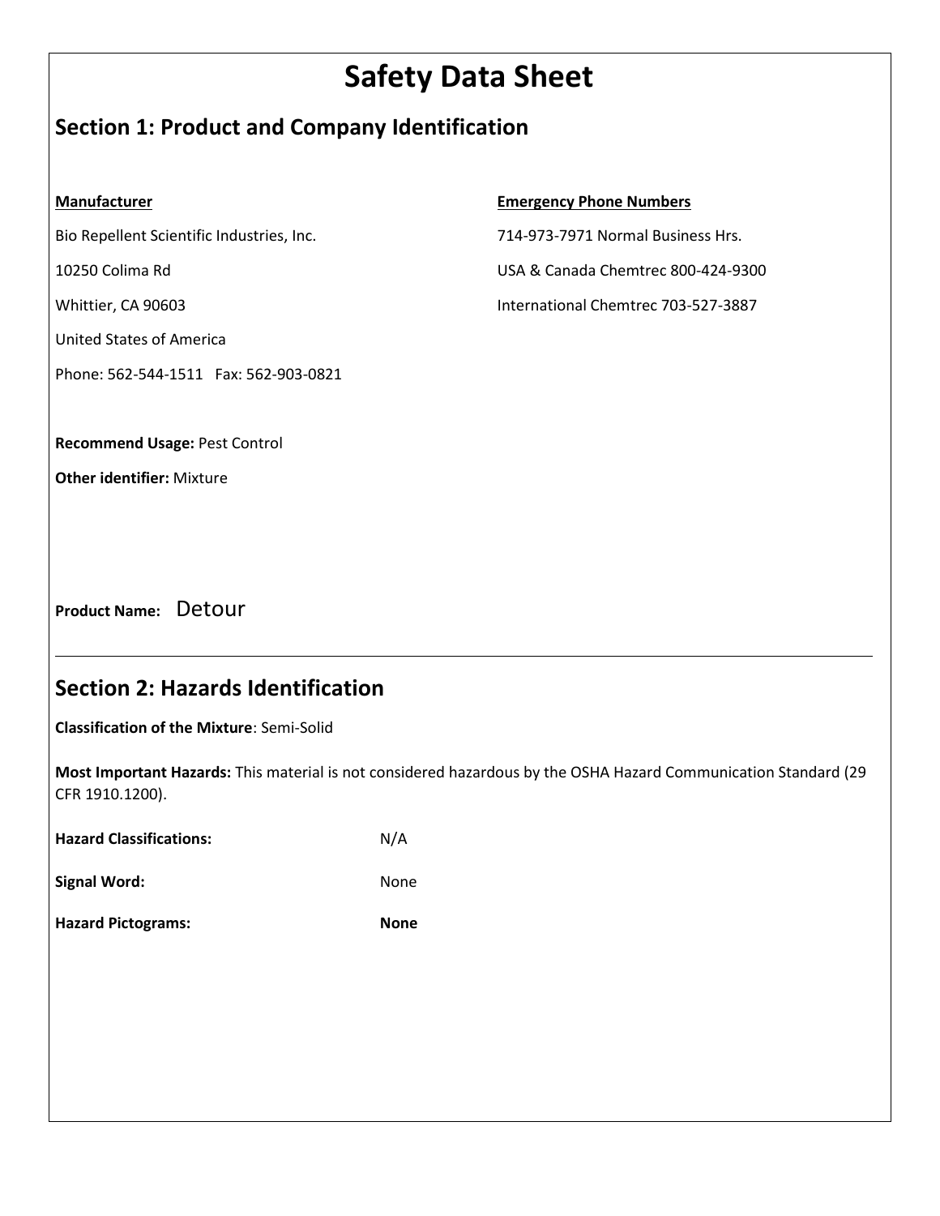# Safety Data Sheet

## Section 1: Product and Company Identification

**Manufacturer**

Bio Repellent Scientific Industries, Inc.

10250 Colima Rd

Whittier, CA 90603

United States of America

Phone: 562-544-1511   Fax: 562-903-0821

**Emergency Phone Numbers**

714-973-7971 Normal Business Hrs.

USA & Canada Chemtrec 800-424-9300

International Chemtrec 703-527-3887

**Recommend Usage:** Pest Control

**Other identifier:** Mixture

**Product Name:** Detour

---

## Section 2: Hazards Identification

**Classification of the Mixture**: Semi-Solid

**Most Important Hazards:** This material is not considered hazardous by the OSHA Hazard Communication Standard (29 CFR 1910.1200).

**Hazard Classifications:** N/A

**Signal Word:** None

**Hazard Pictograms:** **None**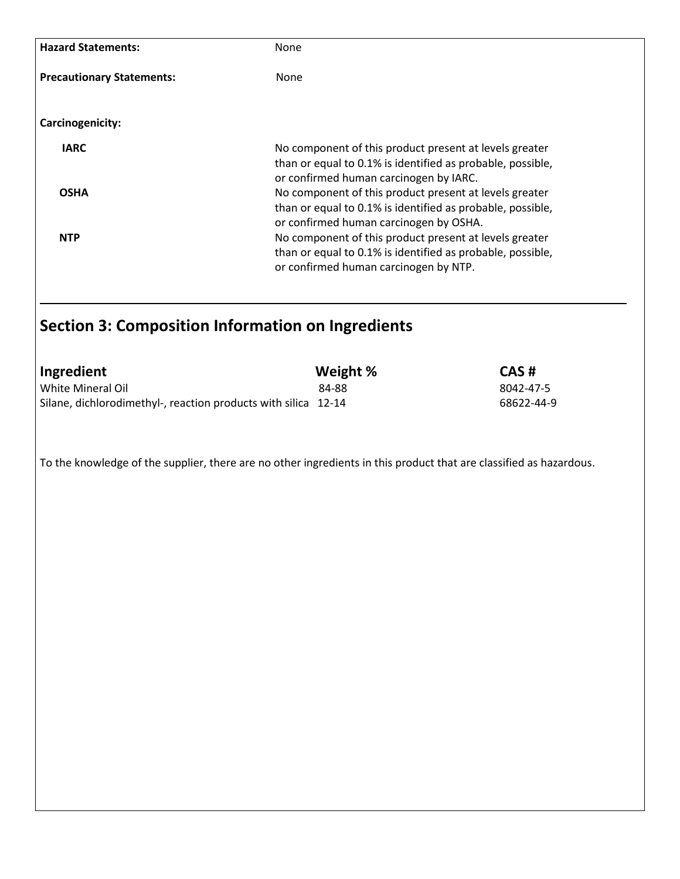**Hazard Statements:** None

**Precautionary Statements:** None

**Carcinogenicity:**

**IARC** — No component of this product present at levels greater than or equal to 0.1% is identified as probable, possible, or confirmed human carcinogen by IARC.

**OSHA** — No component of this product present at levels greater than or equal to 0.1% is identified as probable, possible, or confirmed human carcinogen by OSHA.

**NTP** — No component of this product present at levels greater than or equal to 0.1% is identified as probable, possible, or confirmed human carcinogen by NTP.

## Section 3: Composition Information on Ingredients

| Ingredient | Weight % | CAS # |
| --- | --- | --- |
| White Mineral Oil | 84-88 | 8042-47-5 |
| Silane, dichlorodimethyl-, reaction products with silica | 12-14 | 68622-44-9 |

To the knowledge of the supplier, there are no other ingredients in this product that are classified as hazardous.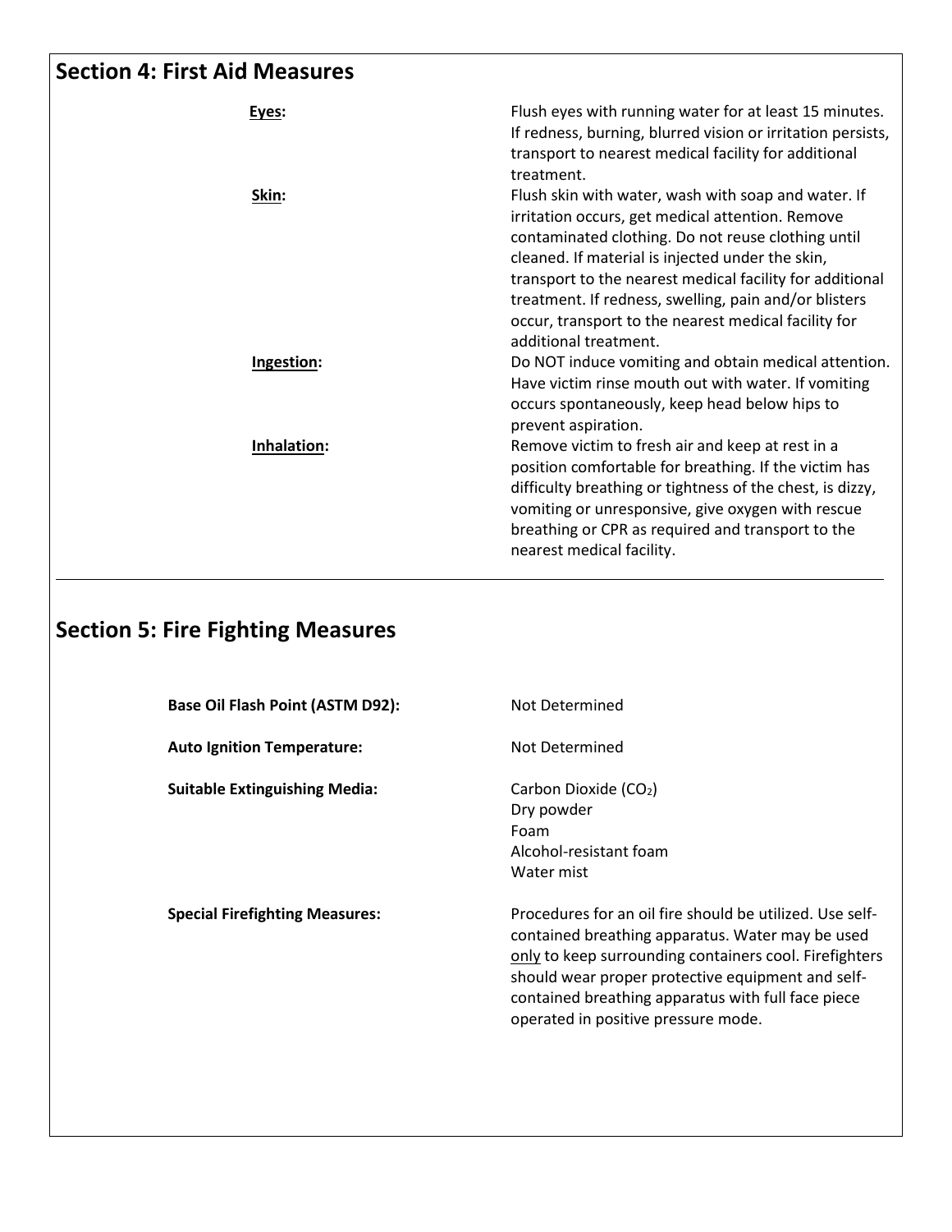## Section 4: First Aid Measures

**Eyes:** Flush eyes with running water for at least 15 minutes. If redness, burning, blurred vision or irritation persists, transport to nearest medical facility for additional treatment.

**Skin:** Flush skin with water, wash with soap and water. If irritation occurs, get medical attention. Remove contaminated clothing. Do not reuse clothing until cleaned. If material is injected under the skin, transport to the nearest medical facility for additional treatment. If redness, swelling, pain and/or blisters occur, transport to the nearest medical facility for additional treatment.

**Ingestion:** Do NOT induce vomiting and obtain medical attention. Have victim rinse mouth out with water. If vomiting occurs spontaneously, keep head below hips to prevent aspiration.

**Inhalation:** Remove victim to fresh air and keep at rest in a position comfortable for breathing. If the victim has difficulty breathing or tightness of the chest, is dizzy, vomiting or unresponsive, give oxygen with rescue breathing or CPR as required and transport to the nearest medical facility.

## Section 5: Fire Fighting Measures

**Base Oil Flash Point (ASTM D92):** Not Determined

**Auto Ignition Temperature:** Not Determined

**Suitable Extinguishing Media:**
Carbon Dioxide ($CO_2$)
Dry powder
Foam
Alcohol-resistant foam
Water mist

**Special Firefighting Measures:** Procedures for an oil fire should be utilized. Use self-contained breathing apparatus. Water may be used only to keep surrounding containers cool. Firefighters should wear proper protective equipment and self-contained breathing apparatus with full face piece operated in positive pressure mode.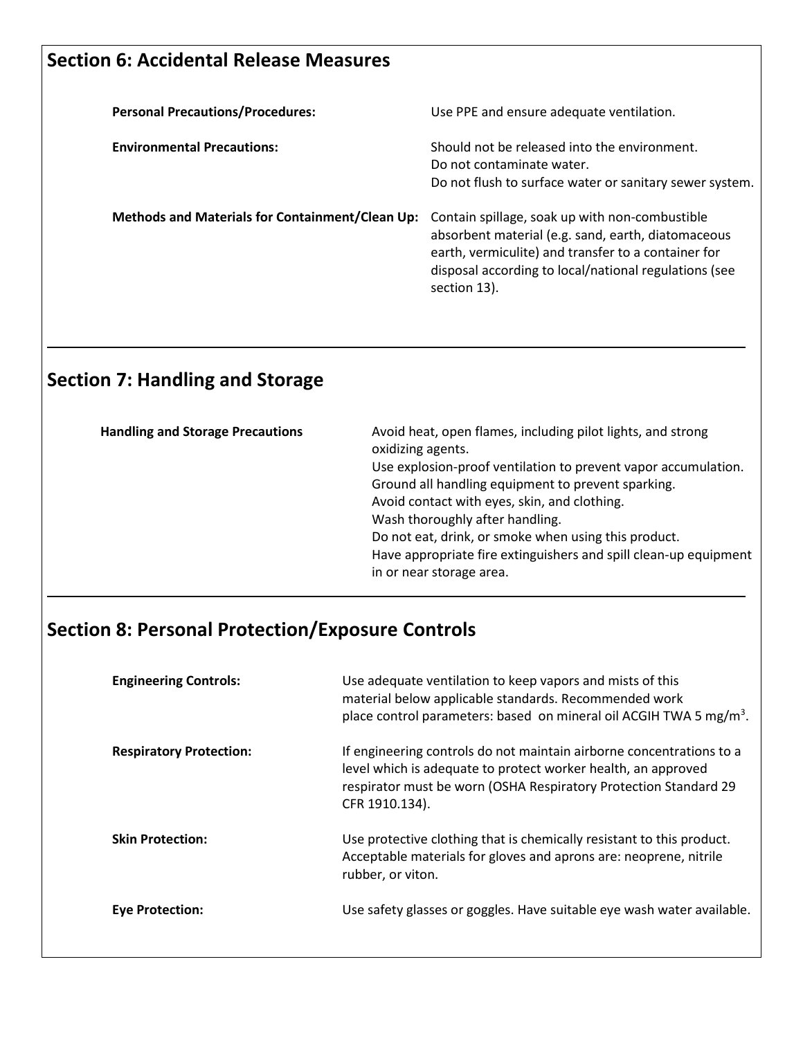## Section 6: Accidental Release Measures

**Personal Precautions/Procedures:** Use PPE and ensure adequate ventilation.

**Environmental Precautions:** Should not be released into the environment.
Do not contaminate water.
Do not flush to surface water or sanitary sewer system.

**Methods and Materials for Containment/Clean Up:** Contain spillage, soak up with non-combustible absorbent material (e.g. sand, earth, diatomaceous earth, vermiculite) and transfer to a container for disposal according to local/national regulations (see section 13).

## Section 7: Handling and Storage

**Handling and Storage Precautions**

Avoid heat, open flames, including pilot lights, and strong oxidizing agents.
Use explosion-proof ventilation to prevent vapor accumulation.
Ground all handling equipment to prevent sparking.
Avoid contact with eyes, skin, and clothing.
Wash thoroughly after handling.
Do not eat, drink, or smoke when using this product.
Have appropriate fire extinguishers and spill clean-up equipment in or near storage area.

## Section 8: Personal Protection/Exposure Controls

**Engineering Controls:** Use adequate ventilation to keep vapors and mists of this material below applicable standards. Recommended work place control parameters: based on mineral oil ACGIH TWA 5 $mg/m^3$.

**Respiratory Protection:** If engineering controls do not maintain airborne concentrations to a level which is adequate to protect worker health, an approved respirator must be worn (OSHA Respiratory Protection Standard 29 CFR 1910.134).

**Skin Protection:** Use protective clothing that is chemically resistant to this product. Acceptable materials for gloves and aprons are: neoprene, nitrile rubber, or viton.

**Eye Protection:** Use safety glasses or goggles. Have suitable eye wash water available.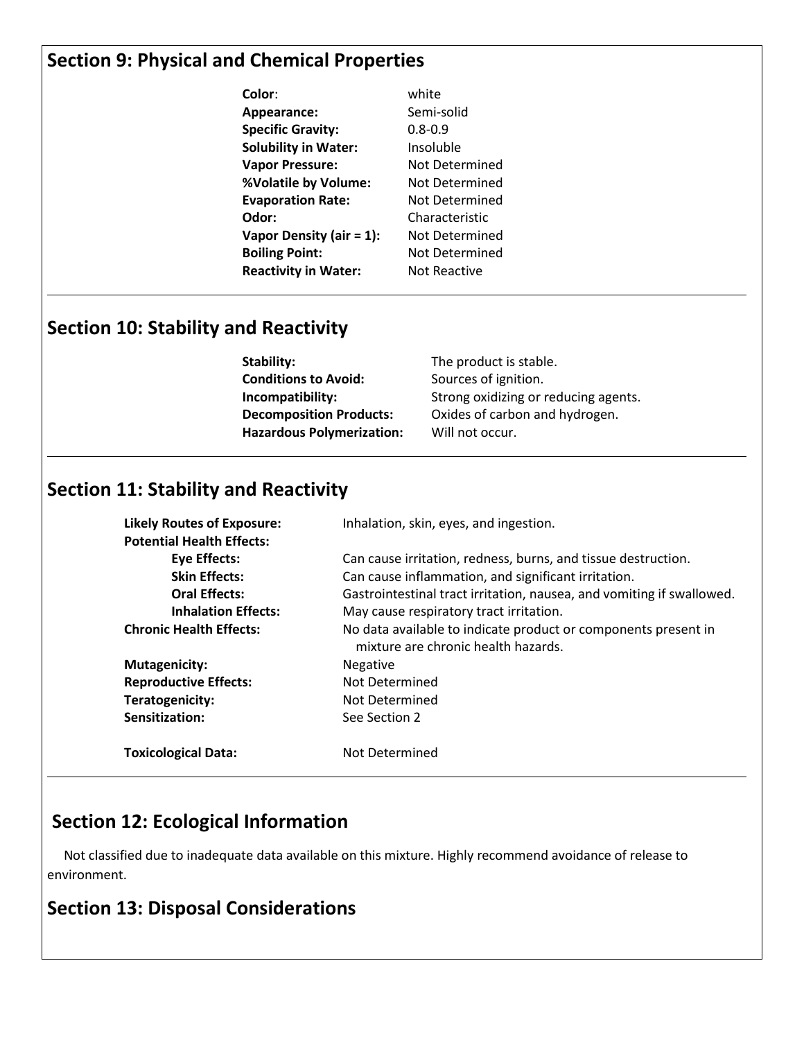## Section 9: Physical and Chemical Properties

| | |
|---|---|
| **Color**: | white |
| **Appearance:** | Semi-solid |
| **Specific Gravity:** | 0.8-0.9 |
| **Solubility in Water:** | Insoluble |
| **Vapor Pressure:** | Not Determined |
| **%Volatile by Volume:** | Not Determined |
| **Evaporation Rate:** | Not Determined |
| **Odor:** | Characteristic |
| **Vapor Density (air = 1):** | Not Determined |
| **Boiling Point:** | Not Determined |
| **Reactivity in Water:** | Not Reactive |

## Section 10: Stability and Reactivity

| | |
|---|---|
| **Stability:** | The product is stable. |
| **Conditions to Avoid:** | Sources of ignition. |
| **Incompatibility:** | Strong oxidizing or reducing agents. |
| **Decomposition Products:** | Oxides of carbon and hydrogen. |
| **Hazardous Polymerization:** | Will not occur. |

## Section 11: Stability and Reactivity

| | |
|---|---|
| **Likely Routes of Exposure:** | Inhalation, skin, eyes, and ingestion. |
| **Potential Health Effects:** | |
| **Eye Effects:** | Can cause irritation, redness, burns, and tissue destruction. |
| **Skin Effects:** | Can cause inflammation, and significant irritation. |
| **Oral Effects:** | Gastrointestinal tract irritation, nausea, and vomiting if swallowed. |
| **Inhalation Effects:** | May cause respiratory tract irritation. |
| **Chronic Health Effects:** | No data available to indicate product or components present in mixture are chronic health hazards. |
| **Mutagenicity:** | Negative |
| **Reproductive Effects:** | Not Determined |
| **Teratogenicity:** | Not Determined |
| **Sensitization:** | See Section 2 |
| **Toxicological Data:** | Not Determined |

## Section 12: Ecological Information

Not classified due to inadequate data available on this mixture. Highly recommend avoidance of release to environment.

## Section 13: Disposal Considerations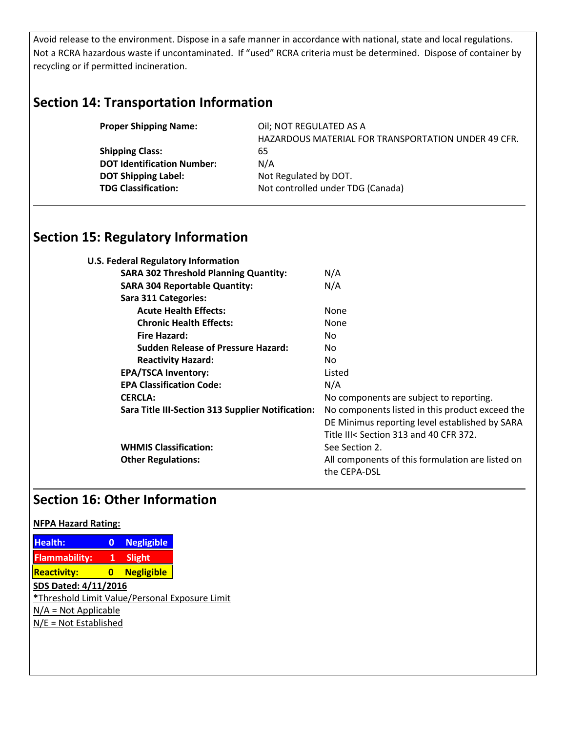Avoid release to the environment. Dispose in a safe manner in accordance with national, state and local regulations. Not a RCRA hazardous waste if uncontaminated. If "used" RCRA criteria must be determined. Dispose of container by recycling or if permitted incineration.

## Section 14: Transportation Information

| | |
|---|---|
| **Proper Shipping Name:** | Oil; NOT REGULATED AS A HAZARDOUS MATERIAL FOR TRANSPORTATION UNDER 49 CFR. |
| **Shipping Class:** | 65 |
| **DOT Identification Number:** | N/A |
| **DOT Shipping Label:** | Not Regulated by DOT. |
| **TDG Classification:** | Not controlled under TDG (Canada) |

## Section 15: Regulatory Information

**U.S. Federal Regulatory Information**

| | |
|---|---|
| **SARA 302 Threshold Planning Quantity:** | N/A |
| **SARA 304 Reportable Quantity:** | N/A |
| **Sara 311 Categories:** | |
| **Acute Health Effects:** | None |
| **Chronic Health Effects:** | None |
| **Fire Hazard:** | No |
| **Sudden Release of Pressure Hazard:** | No |
| **Reactivity Hazard:** | No |
| **EPA/TSCA Inventory:** | Listed |
| **EPA Classification Code:** | N/A |
| **CERCLA:** | No components are subject to reporting. |
| **Sara Title III-Section 313 Supplier Notification:** | No components listed in this product exceed the DE Minimus reporting level established by SARA Title III< Section 313 and 40 CFR 372. |
| **WHMIS Classification:** | See Section 2. |
| **Other Regulations:** | All components of this formulation are listed on the CEPA-DSL |

## Section 16: Other Information

**NFPA Hazard Rating:**

| | | |
|---|---|---|
| **Health:** | **0** | **Negligible** |
| **Flammability:** | **1** | **Slight** |
| **Reactivity:** | **0** | **Negligible** |

**SDS Dated: 4/11/2016**

**\***Threshold Limit Value/Personal Exposure Limit

N/A = Not Applicable

N/E = Not Established